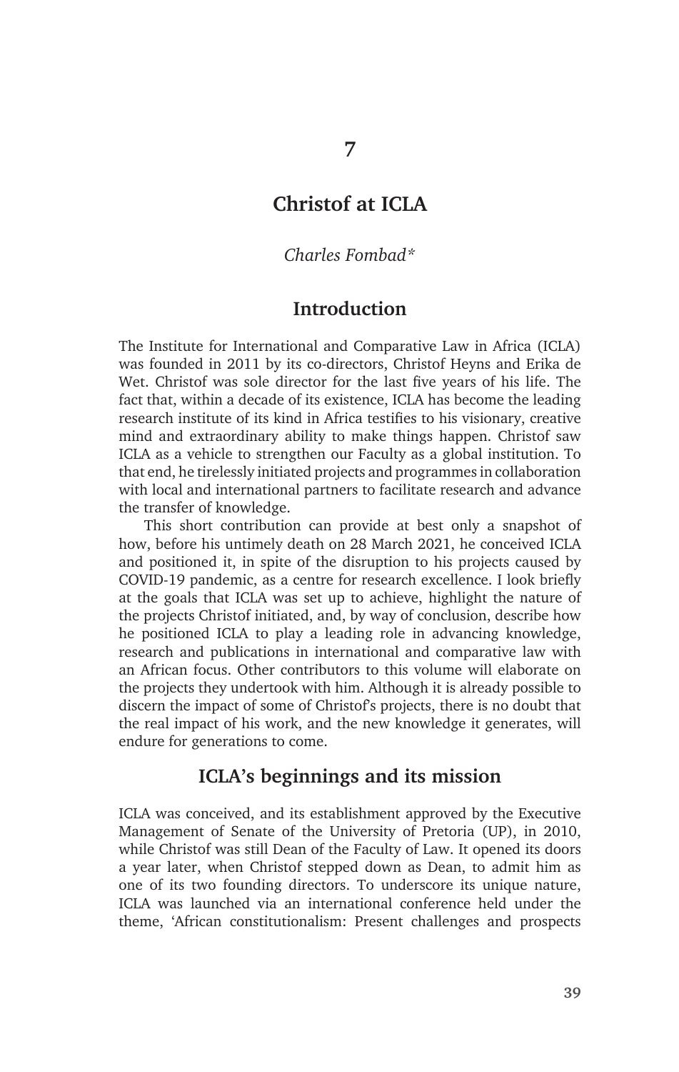# 7

# Christof at ICLA

*Charles Fombad\**

## Introduction

The Institute for International and Comparative Law in Africa (ICLA) was founded in 2011 by its co-directors, Christof Heyns and Erika de Wet. Christof was sole director for the last five years of his life. The fact that, within a decade of its existence, ICLA has become the leading research institute of its kind in Africa testifies to his visionary, creative mind and extraordinary ability to make things happen. Christof saw ICLA as a vehicle to strengthen our Faculty as a global institution. To that end, he tirelessly initiated projects and programmes in collaboration with local and international partners to facilitate research and advance the transfer of knowledge.

This short contribution can provide at best only a snapshot of how, before his untimely death on 28 March 2021, he conceived ICLA and positioned it, in spite of the disruption to his projects caused by COVID-19 pandemic, as a centre for research excellence. I look briefly at the goals that ICLA was set up to achieve, highlight the nature of the projects Christof initiated, and, by way of conclusion, describe how he positioned ICLA to play a leading role in advancing knowledge, research and publications in international and comparative law with an African focus. Other contributors to this volume will elaborate on the projects they undertook with him. Although it is already possible to discern the impact of some of Christof's projects, there is no doubt that the real impact of his work, and the new knowledge it generates, will endure for generations to come.

## ICLA's beginnings and its mission

ICLA was conceived, and its establishment approved by the Executive Management of Senate of the University of Pretoria (UP), in 2010, while Christof was still Dean of the Faculty of Law. It opened its doors a year later, when Christof stepped down as Dean, to admit him as one of its two founding directors. To underscore its unique nature, ICLA was launched via an international conference held under the theme, 'African constitutionalism: Present challenges and prospects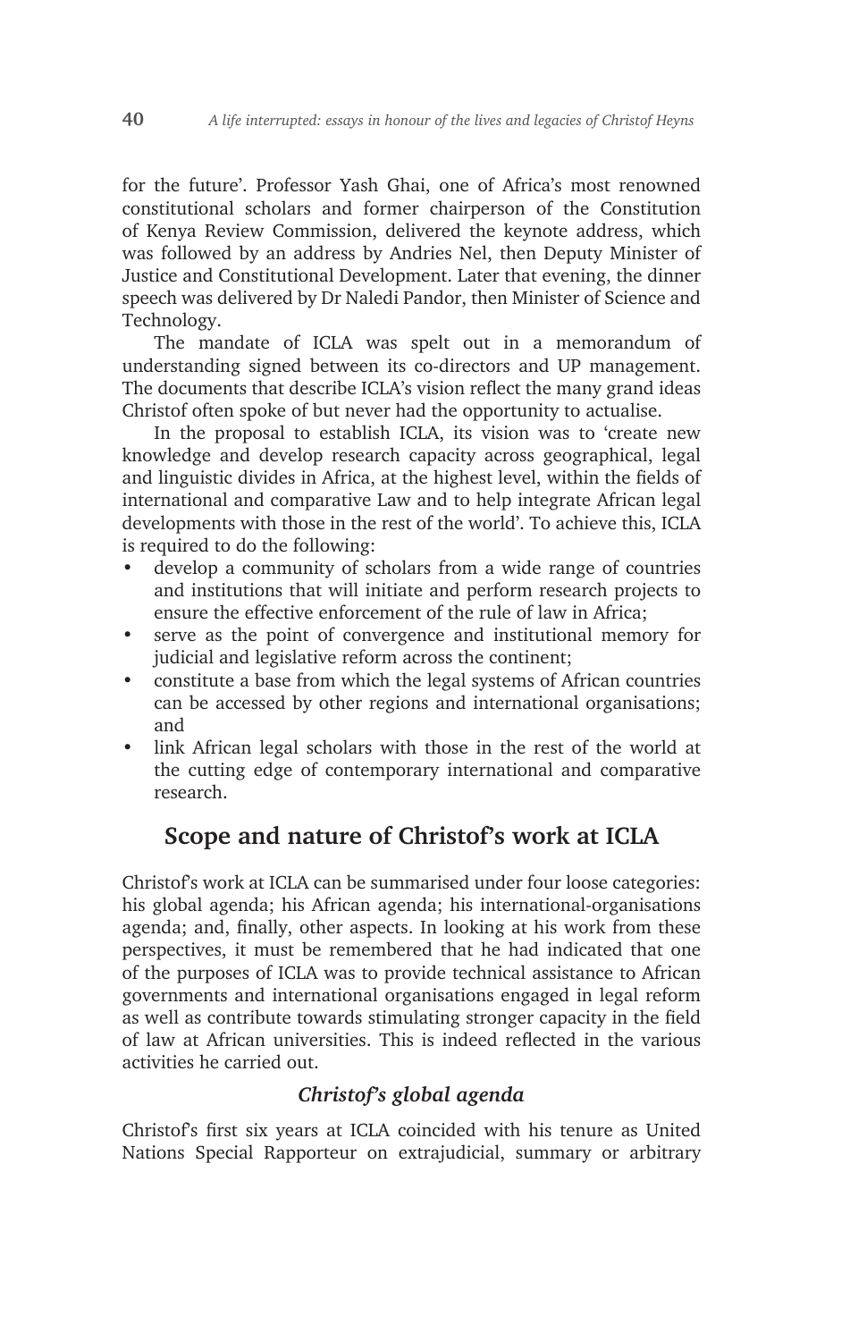for the future'. Professor Yash Ghai, one of Africa's most renowned constitutional scholars and former chairperson of the Constitution of Kenya Review Commission, delivered the keynote address, which was followed by an address by Andries Nel, then Deputy Minister of Justice and Constitutional Development. Later that evening, the dinner speech was delivered by Dr Naledi Pandor, then Minister of Science and Technology.

The mandate of ICLA was spelt out in a memorandum of understanding signed between its co-directors and UP management. The documents that describe ICLA's vision reflect the many grand ideas Christof often spoke of but never had the opportunity to actualise.

In the proposal to establish ICLA, its vision was to 'create new knowledge and develop research capacity across geographical, legal and linguistic divides in Africa, at the highest level, within the fields of international and comparative Law and to help integrate African legal developments with those in the rest of the world'. To achieve this, ICLA is required to do the following:

- develop a community of scholars from a wide range of countries and institutions that will initiate and perform research projects to ensure the effective enforcement of the rule of law in Africa;
- serve as the point of convergence and institutional memory for judicial and legislative reform across the continent;
- constitute a base from which the legal systems of African countries can be accessed by other regions and international organisations; and
- link African legal scholars with those in the rest of the world at the cutting edge of contemporary international and comparative research.

## Scope and nature of Christof's work at ICLA

Christof's work at ICLA can be summarised under four loose categories: his global agenda; his African agenda; his international-organisations agenda; and, finally, other aspects. In looking at his work from these perspectives, it must be remembered that he had indicated that one of the purposes of ICLA was to provide technical assistance to African governments and international organisations engaged in legal reform as well as contribute towards stimulating stronger capacity in the field of law at African universities. This is indeed reflected in the various activities he carried out.

### *Christof's global agenda*

Christof's first six years at ICLA coincided with his tenure as United Nations Special Rapporteur on extrajudicial, summary or arbitrary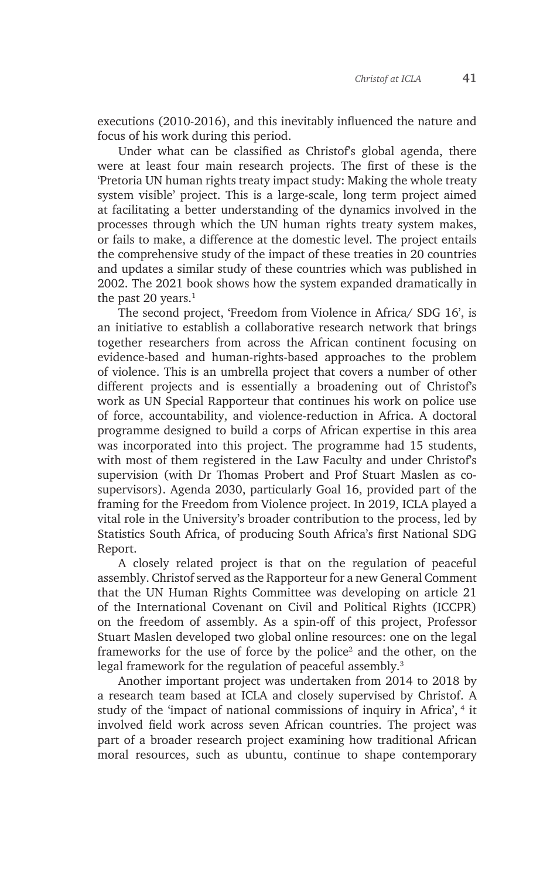executions (2010-2016), and this inevitably influenced the nature and focus of his work during this period.

Under what can be classified as Christof's global agenda, there were at least four main research projects. The first of these is the 'Pretoria UN human rights treaty impact study: Making the whole treaty system visible' project. This is a large-scale, long term project aimed at facilitating a better understanding of the dynamics involved in the processes through which the UN human rights treaty system makes, or fails to make, a difference at the domestic level. The project entails the comprehensive study of the impact of these treaties in 20 countries and updates a similar study of these countries which was published in 2002. The 2021 book shows how the system expanded dramatically in the past 20 years.[1]

The second project, 'Freedom from Violence in Africa/ SDG 16', is an initiative to establish a collaborative research network that brings together researchers from across the African continent focusing on evidence-based and human-rights-based approaches to the problem of violence. This is an umbrella project that covers a number of other different projects and is essentially a broadening out of Christof's work as UN Special Rapporteur that continues his work on police use of force, accountability, and violence-reduction in Africa. A doctoral programme designed to build a corps of African expertise in this area was incorporated into this project. The programme had 15 students, with most of them registered in the Law Faculty and under Christof's supervision (with Dr Thomas Probert and Prof Stuart Maslen as co-supervisors). Agenda 2030, particularly Goal 16, provided part of the framing for the Freedom from Violence project. In 2019, ICLA played a vital role in the University's broader contribution to the process, led by Statistics South Africa, of producing South Africa's first National SDG Report.

A closely related project is that on the regulation of peaceful assembly. Christof served as the Rapporteur for a new General Comment that the UN Human Rights Committee was developing on article 21 of the International Covenant on Civil and Political Rights (ICCPR) on the freedom of assembly. As a spin-off of this project, Professor Stuart Maslen developed two global online resources: one on the legal frameworks for the use of force by the police[2] and the other, on the legal framework for the regulation of peaceful assembly.[3]

Another important project was undertaken from 2014 to 2018 by a research team based at ICLA and closely supervised by Christof. A study of the 'impact of national commissions of inquiry in Africa', [4] it involved field work across seven African countries. The project was part of a broader research project examining how traditional African moral resources, such as ubuntu, continue to shape contemporary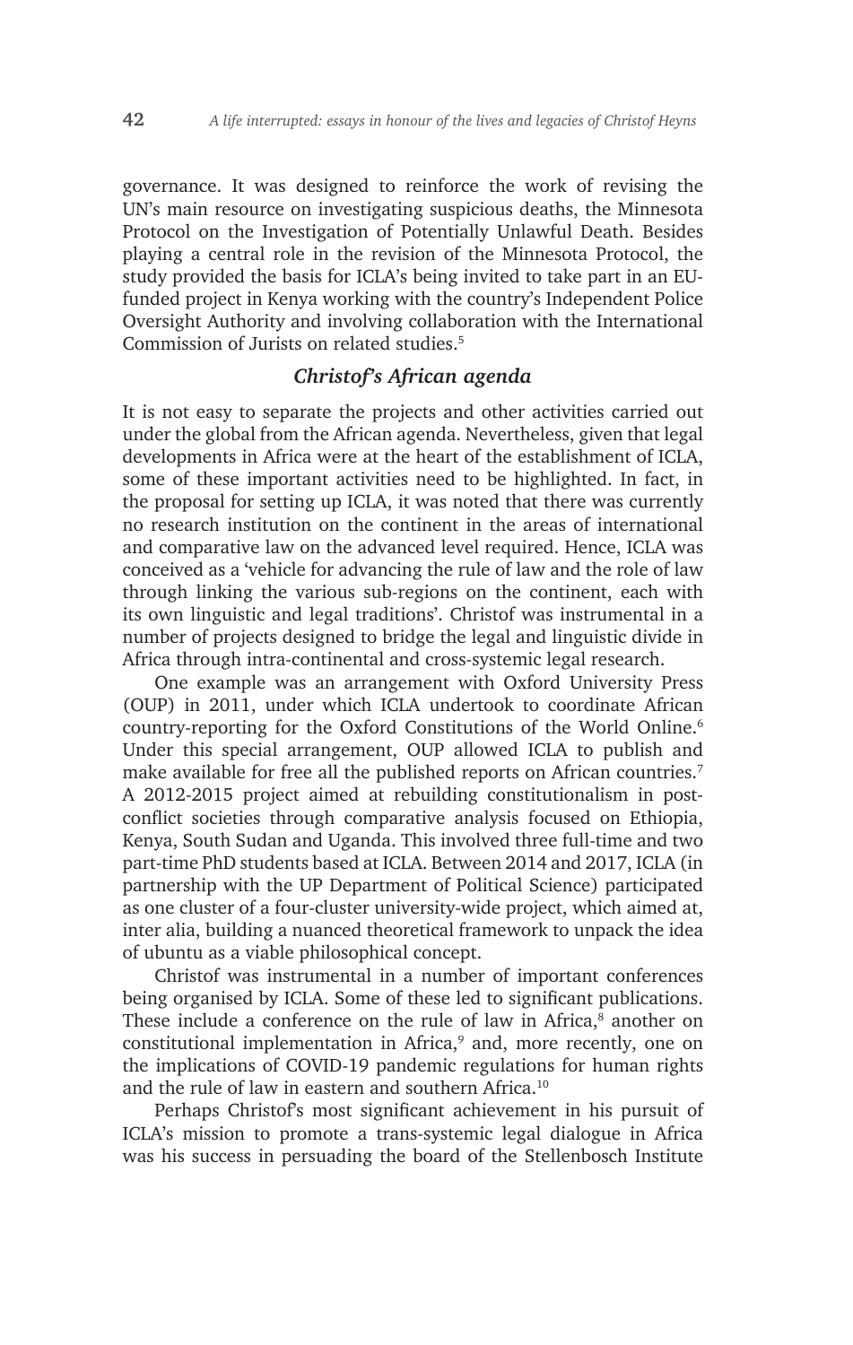governance. It was designed to reinforce the work of revising the UN's main resource on investigating suspicious deaths, the Minnesota Protocol on the Investigation of Potentially Unlawful Death. Besides playing a central role in the revision of the Minnesota Protocol, the study provided the basis for ICLA's being invited to take part in an EU-funded project in Kenya working with the country's Independent Police Oversight Authority and involving collaboration with the International Commission of Jurists on related studies.[5]

### *Christof's African agenda*

It is not easy to separate the projects and other activities carried out under the global from the African agenda. Nevertheless, given that legal developments in Africa were at the heart of the establishment of ICLA, some of these important activities need to be highlighted. In fact, in the proposal for setting up ICLA, it was noted that there was currently no research institution on the continent in the areas of international and comparative law on the advanced level required. Hence, ICLA was conceived as a 'vehicle for advancing the rule of law and the role of law through linking the various sub-regions on the continent, each with its own linguistic and legal traditions'. Christof was instrumental in a number of projects designed to bridge the legal and linguistic divide in Africa through intra-continental and cross-systemic legal research.

One example was an arrangement with Oxford University Press (OUP) in 2011, under which ICLA undertook to coordinate African country-reporting for the Oxford Constitutions of the World Online.[6] Under this special arrangement, OUP allowed ICLA to publish and make available for free all the published reports on African countries.[7] A 2012-2015 project aimed at rebuilding constitutionalism in post-conflict societies through comparative analysis focused on Ethiopia, Kenya, South Sudan and Uganda. This involved three full-time and two part-time PhD students based at ICLA. Between 2014 and 2017, ICLA (in partnership with the UP Department of Political Science) participated as one cluster of a four-cluster university-wide project, which aimed at, inter alia, building a nuanced theoretical framework to unpack the idea of ubuntu as a viable philosophical concept.

Christof was instrumental in a number of important conferences being organised by ICLA. Some of these led to significant publications. These include a conference on the rule of law in Africa,[8] another on constitutional implementation in Africa,[9] and, more recently, one on the implications of COVID-19 pandemic regulations for human rights and the rule of law in eastern and southern Africa.[10]

Perhaps Christof's most significant achievement in his pursuit of ICLA's mission to promote a trans-systemic legal dialogue in Africa was his success in persuading the board of the Stellenbosch Institute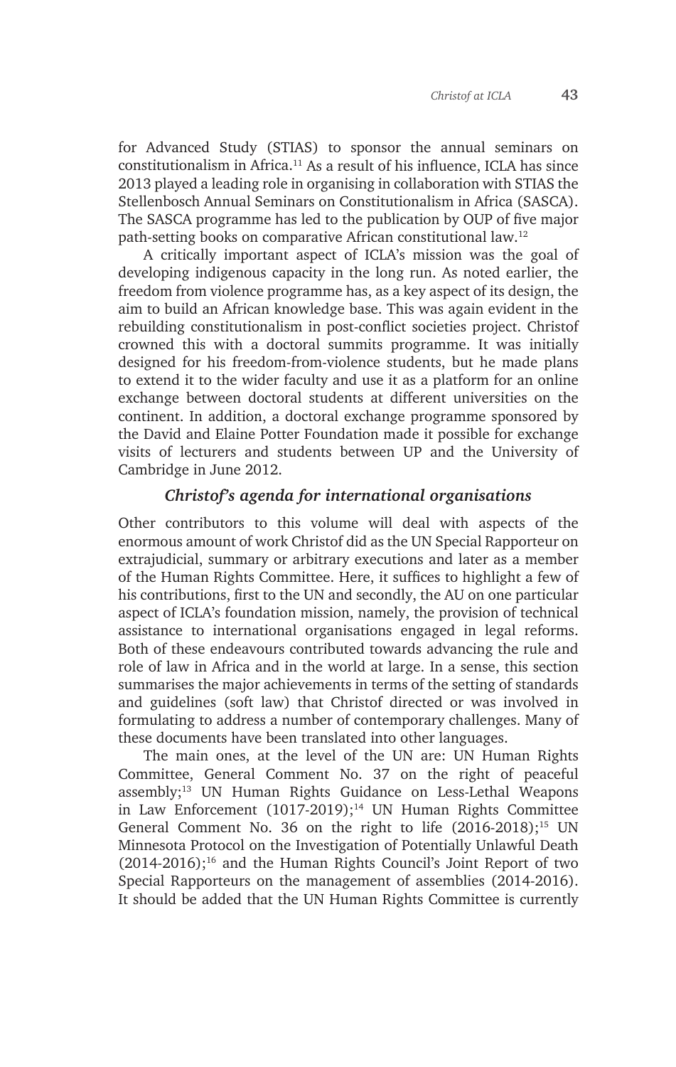for Advanced Study (STIAS) to sponsor the annual seminars on constitutionalism in Africa.[11] As a result of his influence, ICLA has since 2013 played a leading role in organising in collaboration with STIAS the Stellenbosch Annual Seminars on Constitutionalism in Africa (SASCA). The SASCA programme has led to the publication by OUP of five major path-setting books on comparative African constitutional law.[12]

A critically important aspect of ICLA's mission was the goal of developing indigenous capacity in the long run. As noted earlier, the freedom from violence programme has, as a key aspect of its design, the aim to build an African knowledge base. This was again evident in the rebuilding constitutionalism in post-conflict societies project. Christof crowned this with a doctoral summits programme. It was initially designed for his freedom-from-violence students, but he made plans to extend it to the wider faculty and use it as a platform for an online exchange between doctoral students at different universities on the continent. In addition, a doctoral exchange programme sponsored by the David and Elaine Potter Foundation made it possible for exchange visits of lecturers and students between UP and the University of Cambridge in June 2012.

### *Christof's agenda for international organisations*

Other contributors to this volume will deal with aspects of the enormous amount of work Christof did as the UN Special Rapporteur on extrajudicial, summary or arbitrary executions and later as a member of the Human Rights Committee. Here, it suffices to highlight a few of his contributions, first to the UN and secondly, the AU on one particular aspect of ICLA's foundation mission, namely, the provision of technical assistance to international organisations engaged in legal reforms. Both of these endeavours contributed towards advancing the rule and role of law in Africa and in the world at large. In a sense, this section summarises the major achievements in terms of the setting of standards and guidelines (soft law) that Christof directed or was involved in formulating to address a number of contemporary challenges. Many of these documents have been translated into other languages.

The main ones, at the level of the UN are: UN Human Rights Committee, General Comment No. 37 on the right of peaceful assembly;[13] UN Human Rights Guidance on Less-Lethal Weapons in Law Enforcement (1017-2019);[14] UN Human Rights Committee General Comment No. 36 on the right to life (2016-2018);[15] UN Minnesota Protocol on the Investigation of Potentially Unlawful Death (2014-2016);[16] and the Human Rights Council's Joint Report of two Special Rapporteurs on the management of assemblies (2014-2016). It should be added that the UN Human Rights Committee is currently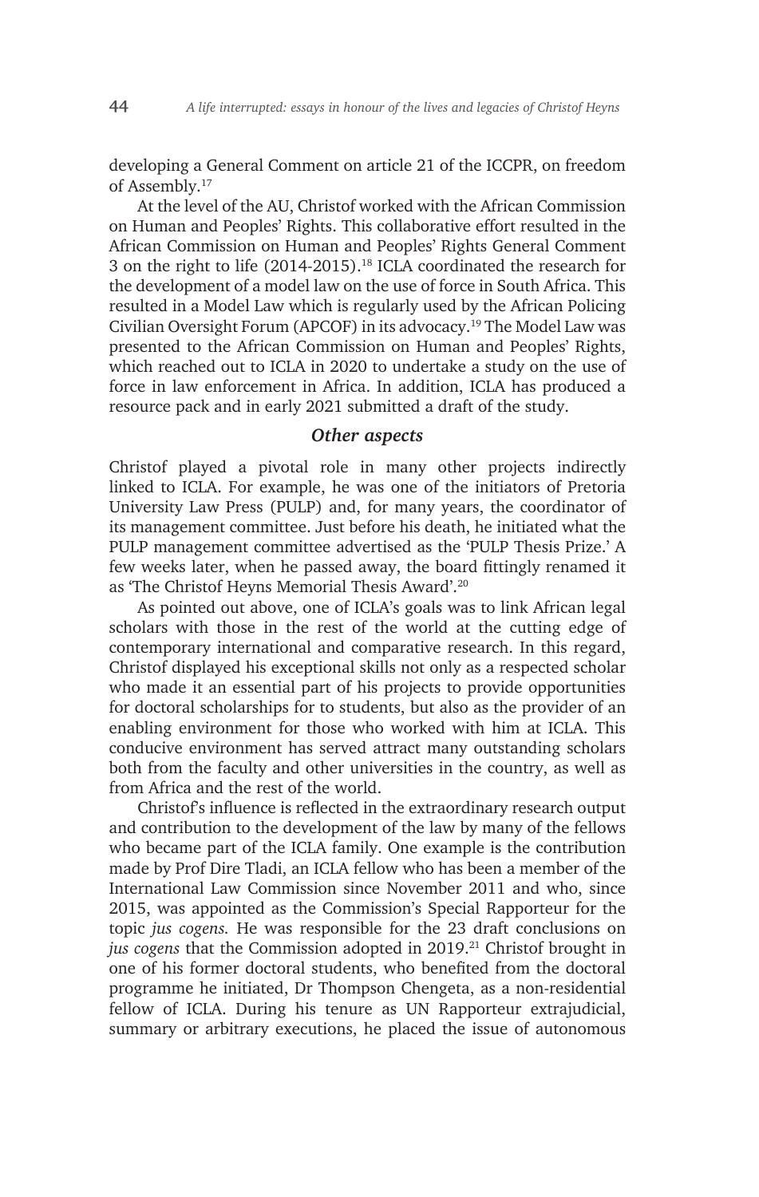developing a General Comment on article 21 of the ICCPR, on freedom of Assembly.[17]

At the level of the AU, Christof worked with the African Commission on Human and Peoples' Rights. This collaborative effort resulted in the African Commission on Human and Peoples' Rights General Comment 3 on the right to life (2014-2015).[18] ICLA coordinated the research for the development of a model law on the use of force in South Africa. This resulted in a Model Law which is regularly used by the African Policing Civilian Oversight Forum (APCOF) in its advocacy.[19] The Model Law was presented to the African Commission on Human and Peoples' Rights, which reached out to ICLA in 2020 to undertake a study on the use of force in law enforcement in Africa. In addition, ICLA has produced a resource pack and in early 2021 submitted a draft of the study.

### *Other aspects*

Christof played a pivotal role in many other projects indirectly linked to ICLA. For example, he was one of the initiators of Pretoria University Law Press (PULP) and, for many years, the coordinator of its management committee. Just before his death, he initiated what the PULP management committee advertised as the 'PULP Thesis Prize.' A few weeks later, when he passed away, the board fittingly renamed it as 'The Christof Heyns Memorial Thesis Award'.[20]

As pointed out above, one of ICLA's goals was to link African legal scholars with those in the rest of the world at the cutting edge of contemporary international and comparative research. In this regard, Christof displayed his exceptional skills not only as a respected scholar who made it an essential part of his projects to provide opportunities for doctoral scholarships for to students, but also as the provider of an enabling environment for those who worked with him at ICLA. This conducive environment has served attract many outstanding scholars both from the faculty and other universities in the country, as well as from Africa and the rest of the world.

Christof's influence is reflected in the extraordinary research output and contribution to the development of the law by many of the fellows who became part of the ICLA family. One example is the contribution made by Prof Dire Tladi, an ICLA fellow who has been a member of the International Law Commission since November 2011 and who, since 2015, was appointed as the Commission's Special Rapporteur for the topic *jus cogens*. He was responsible for the 23 draft conclusions on *jus cogens* that the Commission adopted in 2019.[21] Christof brought in one of his former doctoral students, who benefited from the doctoral programme he initiated, Dr Thompson Chengeta, as a non-residential fellow of ICLA. During his tenure as UN Rapporteur extrajudicial, summary or arbitrary executions, he placed the issue of autonomous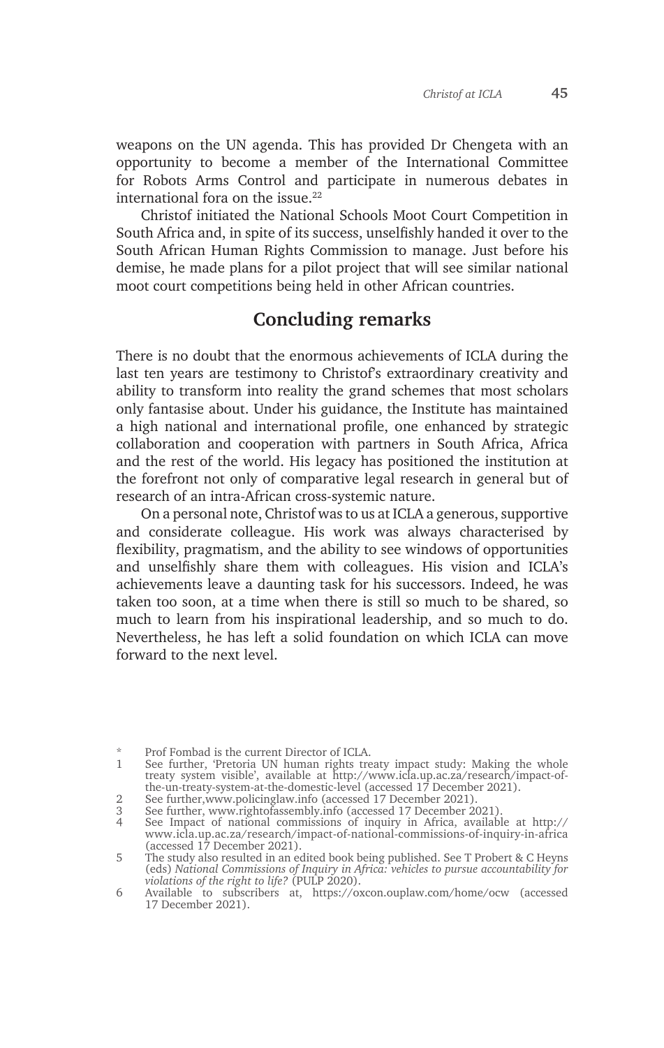weapons on the UN agenda. This has provided Dr Chengeta with an opportunity to become a member of the International Committee for Robots Arms Control and participate in numerous debates in international fora on the issue.[22]

Christof initiated the National Schools Moot Court Competition in South Africa and, in spite of its success, unselfishly handed it over to the South African Human Rights Commission to manage. Just before his demise, he made plans for a pilot project that will see similar national moot court competitions being held in other African countries.

## Concluding remarks

There is no doubt that the enormous achievements of ICLA during the last ten years are testimony to Christof's extraordinary creativity and ability to transform into reality the grand schemes that most scholars only fantasise about. Under his guidance, the Institute has maintained a high national and international profile, one enhanced by strategic collaboration and cooperation with partners in South Africa, Africa and the rest of the world. His legacy has positioned the institution at the forefront not only of comparative legal research in general but of research of an intra-African cross-systemic nature.

On a personal note, Christof was to us at ICLA a generous, supportive and considerate colleague. His work was always characterised by flexibility, pragmatism, and the ability to see windows of opportunities and unselfishly share them with colleagues. His vision and ICLA's achievements leave a daunting task for his successors. Indeed, he was taken too soon, at a time when there is still so much to be shared, so much to learn from his inspirational leadership, and so much to do. Nevertheless, he has left a solid foundation on which ICLA can move forward to the next level.

---

\* Prof Fombad is the current Director of ICLA.

1 See further, 'Pretoria UN human rights treaty impact study: Making the whole treaty system visible', available at http://www.icla.up.ac.za/research/impact-of-the-un-treaty-system-at-the-domestic-level (accessed 17 December 2021).

2 See further,www.policinglaw.info (accessed 17 December 2021).

3 See further, www.rightofassembly.info (accessed 17 December 2021).

4 See Impact of national commissions of inquiry in Africa, available at http://www.icla.up.ac.za/research/impact-of-national-commissions-of-inquiry-in-africa (accessed 17 December 2021).

5 The study also resulted in an edited book being published. See T Probert & C Heyns (eds) *National Commissions of Inquiry in Africa: vehicles to pursue accountability for violations of the right to life?* (PULP 2020).

6 Available to subscribers at, https://oxcon.ouplaw.com/home/ocw (accessed 17 December 2021).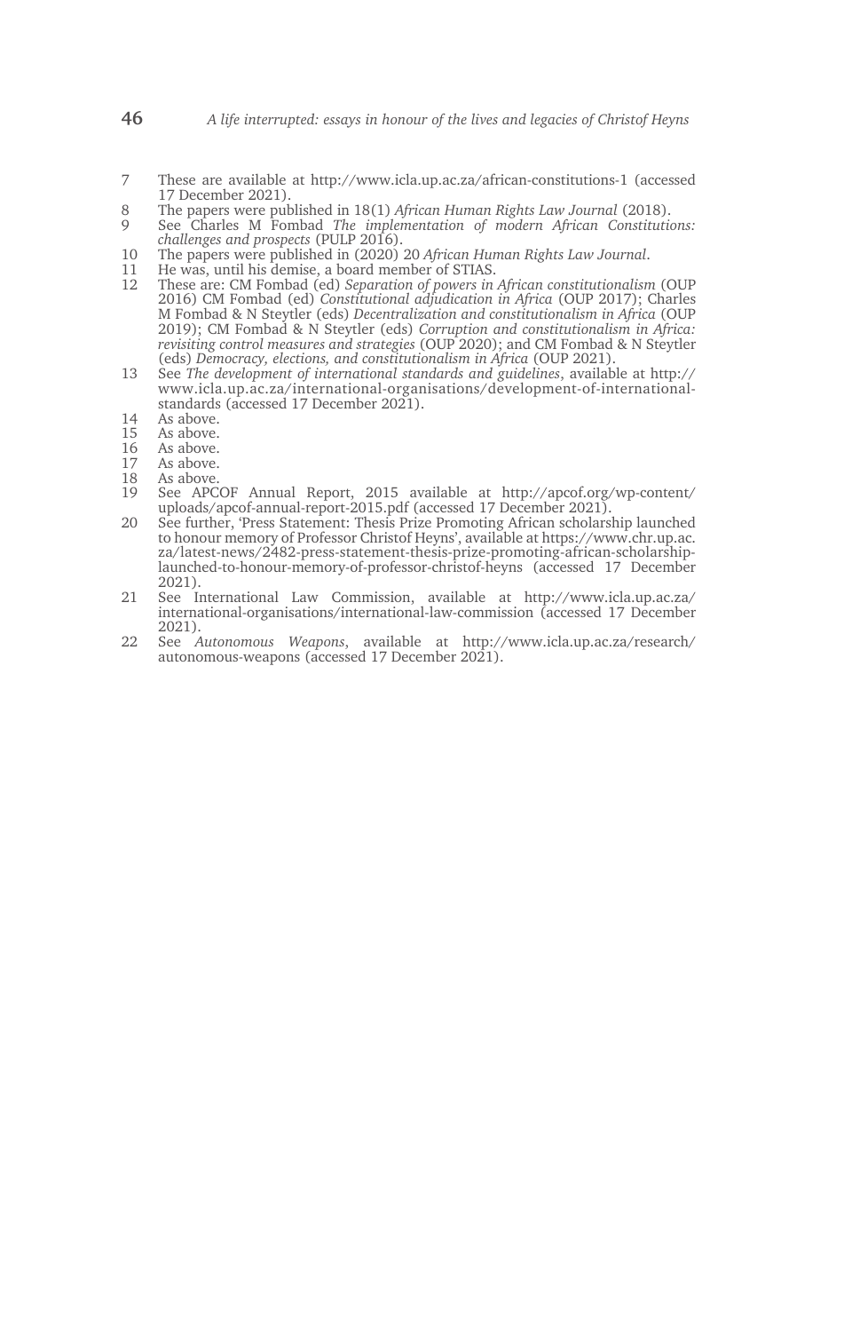7 These are available at http://www.icla.up.ac.za/african-constitutions-1 (accessed 17 December 2021).

8 The papers were published in 18(1) *African Human Rights Law Journal* (2018).

9 See Charles M Fombad *The implementation of modern African Constitutions: challenges and prospects* (PULP 2016).

10 The papers were published in (2020) 20 *African Human Rights Law Journal*.

11 He was, until his demise, a board member of STIAS.

12 These are: CM Fombad (ed) *Separation of powers in African constitutionalism* (OUP 2016) CM Fombad (ed) *Constitutional adjudication in Africa* (OUP 2017); Charles M Fombad & N Steytler (eds) *Decentralization and constitutionalism in Africa* (OUP 2019); CM Fombad & N Steytler (eds) *Corruption and constitutionalism in Africa: revisiting control measures and strategies* (OUP 2020); and CM Fombad & N Steytler (eds) *Democracy, elections, and constitutionalism in Africa* (OUP 2021).

13 See *The development of international standards and guidelines*, available at http://www.icla.up.ac.za/international-organisations/development-of-international-standards (accessed 17 December 2021).

14 As above.

15 As above.

16 As above.

17 As above.

18 As above.

19 See APCOF Annual Report, 2015 available at http://apcof.org/wp-content/uploads/apcof-annual-report-2015.pdf (accessed 17 December 2021).

20 See further, 'Press Statement: Thesis Prize Promoting African scholarship launched to honour memory of Professor Christof Heyns', available at https://www.chr.up.ac.za/latest-news/2482-press-statement-thesis-prize-promoting-african-scholarship-launched-to-honour-memory-of-professor-christof-heyns (accessed 17 December 2021).

21 See International Law Commission, available at http://www.icla.up.ac.za/international-organisations/international-law-commission (accessed 17 December 2021).

22 See *Autonomous Weapons*, available at http://www.icla.up.ac.za/research/autonomous-weapons (accessed 17 December 2021).